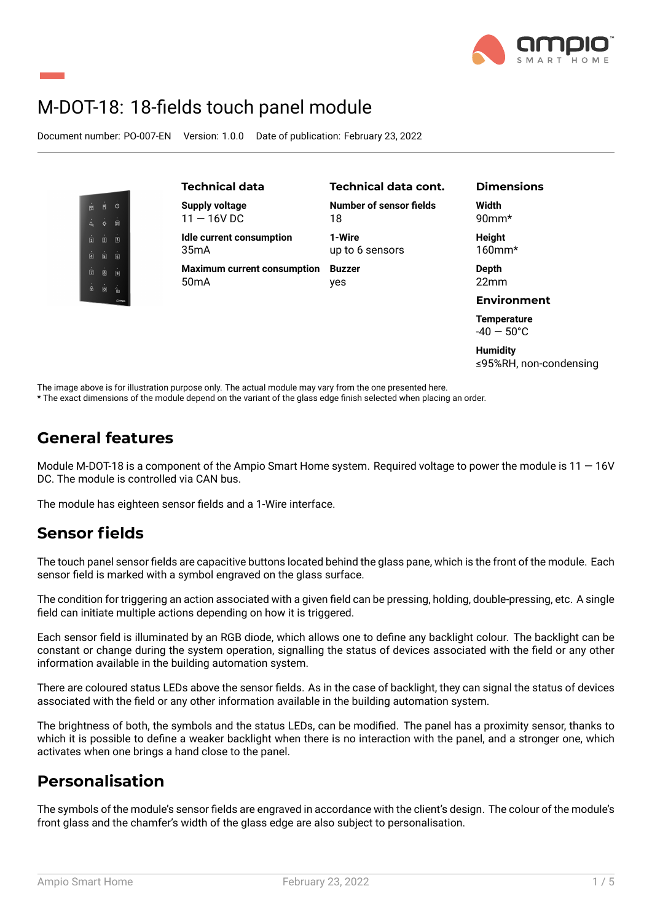# M-DOT-18: 18-fields touch panel module

Document number: PO-007-EN Version: 1.0.0 Date of publication: February 23, 2022

### Technical data

**Supply voltage**
11 — 16V DC

**Idle current consumption**
35mA

**Maximum current consumption**
50mA

### Technical data cont.

**Number of sensor fields**
18

**1-Wire**
up to 6 sensors

**Buzzer**
yes

### Dimensions

**Width**
90mm*

**Height**
160mm*

**Depth**
22mm

### Environment

**Temperature**
-40 — 50°C

**Humidity**
≤95%RH, non-condensing

The image above is for illustration purpose only. The actual module may vary from the one presented here.
* The exact dimensions of the module depend on the variant of the glass edge finish selected when placing an order.

## General features

Module M-DOT-18 is a component of the Ampio Smart Home system. Required voltage to power the module is 11 — 16V DC. The module is controlled via CAN bus.

The module has eighteen sensor fields and a 1-Wire interface.

## Sensor fields

The touch panel sensor fields are capacitive buttons located behind the glass pane, which is the front of the module. Each sensor field is marked with a symbol engraved on the glass surface.

The condition for triggering an action associated with a given field can be pressing, holding, double-pressing, etc. A single field can initiate multiple actions depending on how it is triggered.

Each sensor field is illuminated by an RGB diode, which allows one to define any backlight colour. The backlight can be constant or change during the system operation, signalling the status of devices associated with the field or any other information available in the building automation system.

There are coloured status LEDs above the sensor fields. As in the case of backlight, they can signal the status of devices associated with the field or any other information available in the building automation system.

The brightness of both, the symbols and the status LEDs, can be modified. The panel has a proximity sensor, thanks to which it is possible to define a weaker backlight when there is no interaction with the panel, and a stronger one, which activates when one brings a hand close to the panel.

## Personalisation

The symbols of the module's sensor fields are engraved in accordance with the client's design. The colour of the module's front glass and the chamfer's width of the glass edge are also subject to personalisation.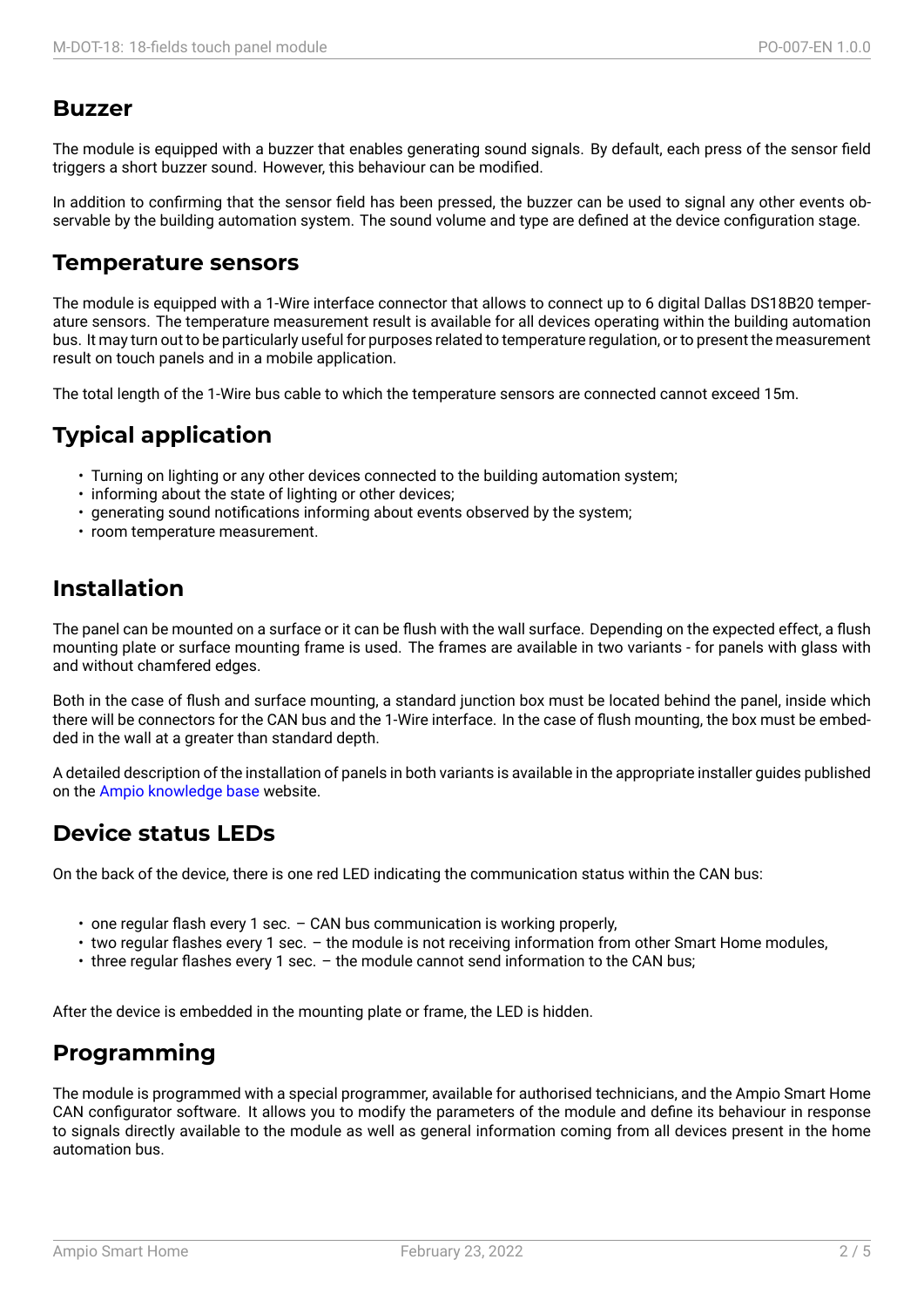## Buzzer

The module is equipped with a buzzer that enables generating sound signals. By default, each press of the sensor field triggers a short buzzer sound. However, this behaviour can be modified.

In addition to confirming that the sensor field has been pressed, the buzzer can be used to signal any other events observable by the building automation system. The sound volume and type are defined at the device configuration stage.

## Temperature sensors

The module is equipped with a 1-Wire interface connector that allows to connect up to 6 digital Dallas DS18B20 temperature sensors. The temperature measurement result is available for all devices operating within the building automation bus. It may turn out to be particularly useful for purposes related to temperature regulation, or to present the measurement result on touch panels and in a mobile application.

The total length of the 1-Wire bus cable to which the temperature sensors are connected cannot exceed 15m.

## Typical application

- Turning on lighting or any other devices connected to the building automation system;
- informing about the state of lighting or other devices;
- generating sound notifications informing about events observed by the system;
- room temperature measurement.

## Installation

The panel can be mounted on a surface or it can be flush with the wall surface. Depending on the expected effect, a flush mounting plate or surface mounting frame is used. The frames are available in two variants - for panels with glass with and without chamfered edges.

Both in the case of flush and surface mounting, a standard junction box must be located behind the panel, inside which there will be connectors for the CAN bus and the 1-Wire interface. In the case of flush mounting, the box must be embedded in the wall at a greater than standard depth.

A detailed description of the installation of panels in both variants is available in the appropriate installer guides published on the Ampio knowledge base website.

## Device status LEDs

On the back of the device, there is one red LED indicating the communication status within the CAN bus:

- one regular flash every 1 sec. – CAN bus communication is working properly,
- two regular flashes every 1 sec. – the module is not receiving information from other Smart Home modules,
- three regular flashes every 1 sec. – the module cannot send information to the CAN bus;

After the device is embedded in the mounting plate or frame, the LED is hidden.

## Programming

The module is programmed with a special programmer, available for authorised technicians, and the Ampio Smart Home CAN configurator software. It allows you to modify the parameters of the module and define its behaviour in response to signals directly available to the module as well as general information coming from all devices present in the home automation bus.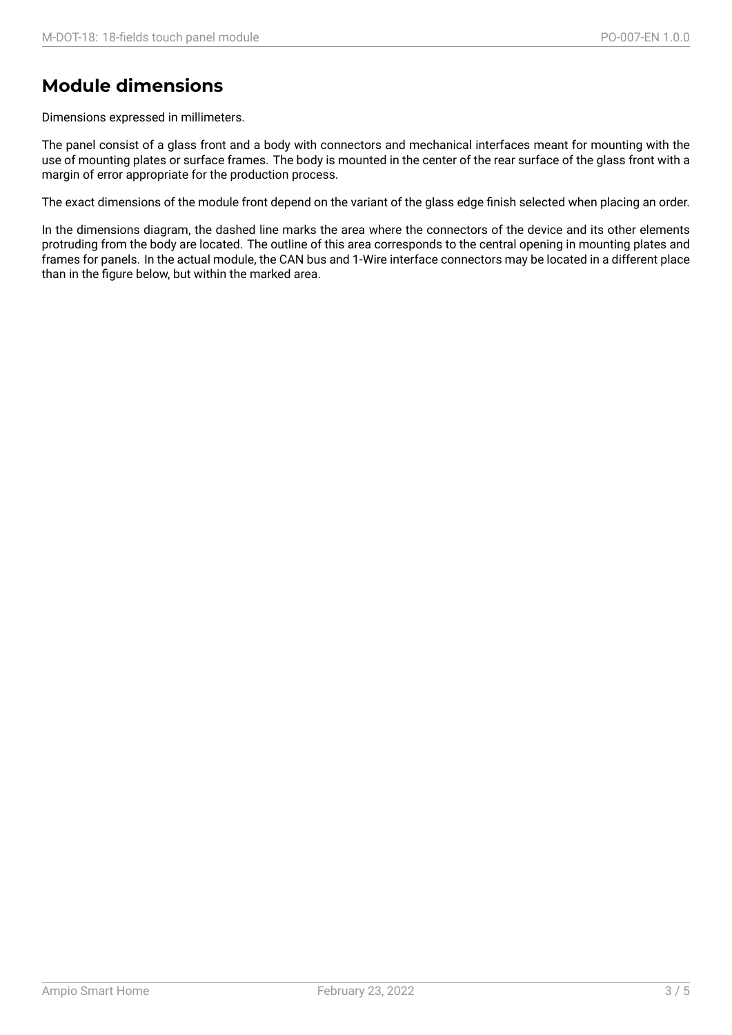## Module dimensions

Dimensions expressed in millimeters.

The panel consist of a glass front and a body with connectors and mechanical interfaces meant for mounting with the use of mounting plates or surface frames. The body is mounted in the center of the rear surface of the glass front with a margin of error appropriate for the production process.

The exact dimensions of the module front depend on the variant of the glass edge finish selected when placing an order.

In the dimensions diagram, the dashed line marks the area where the connectors of the device and its other elements protruding from the body are located. The outline of this area corresponds to the central opening in mounting plates and frames for panels. In the actual module, the CAN bus and 1-Wire interface connectors may be located in a different place than in the figure below, but within the marked area.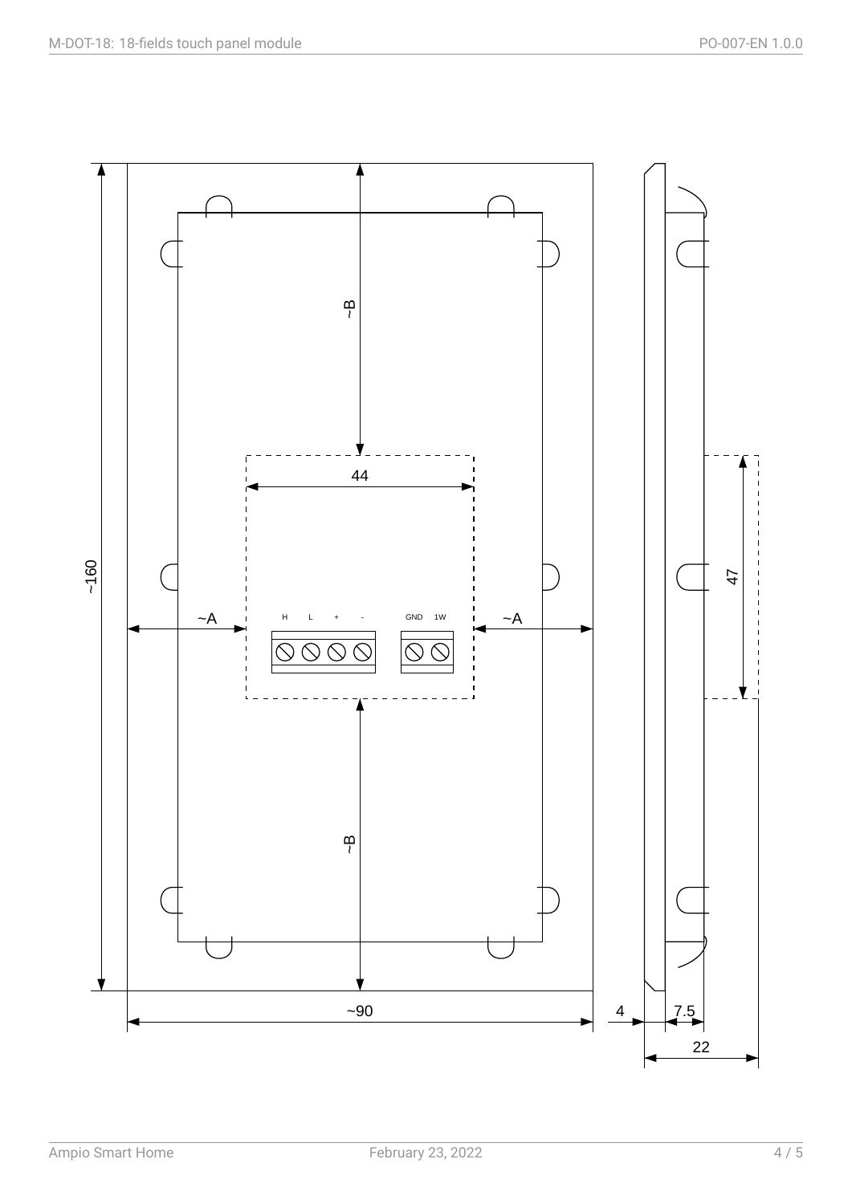~160

~90

~A

~A

~B

~B

44

47

H L + -

GND 1W

4

7.5

22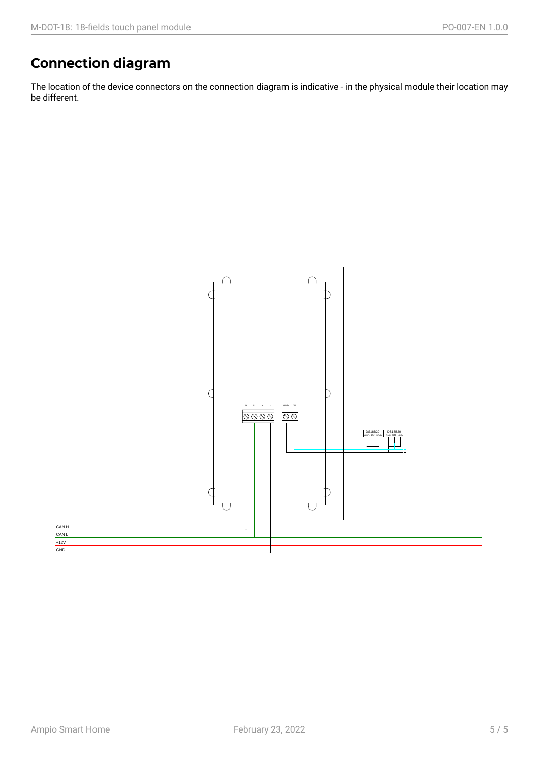# Connection diagram

The location of the device connectors on the connection diagram is indicative - in the physical module their location may be different.

H L + - GND 1W

DS18B20
GND DQ VDD

DS18B20
GND DQ VDD

CAN H
CAN L
+12V
GND